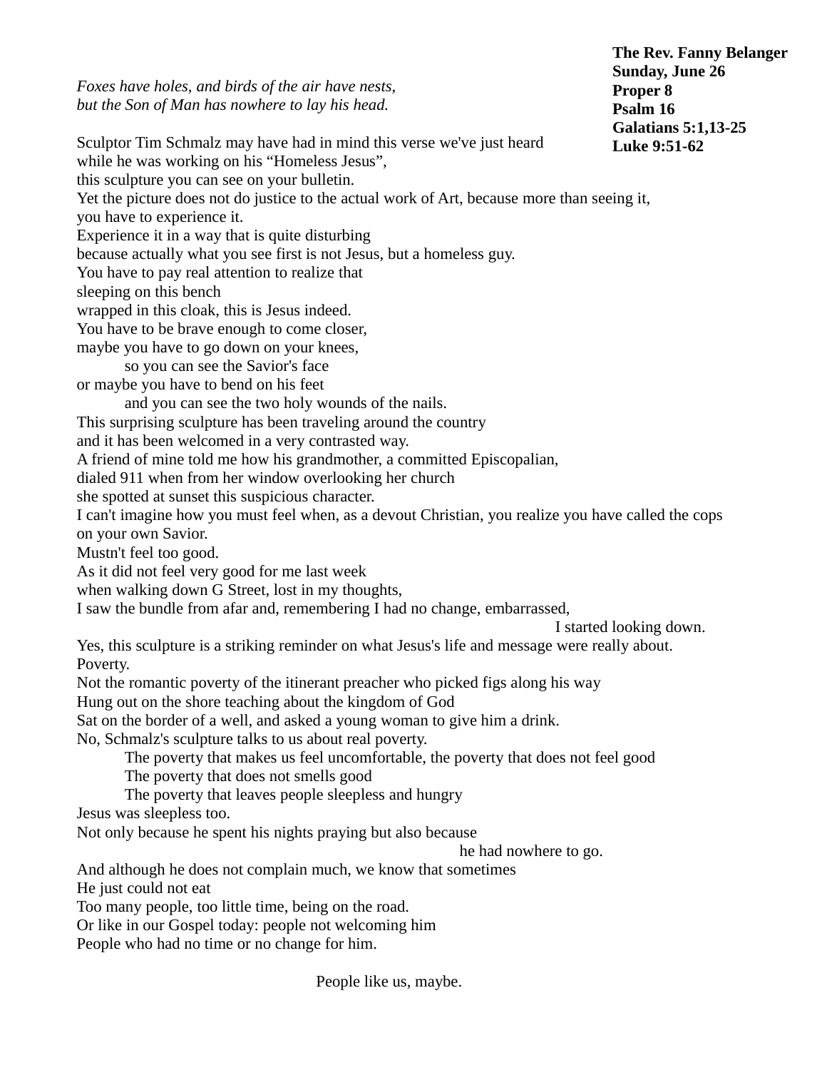**The Rev. Fanny Belanger**
**Sunday, June 26**
**Proper 8**
**Psalm 16**
**Galatians 5:1,13-25**
**Luke 9:51-62**

*Foxes have holes, and birds of the air have nests,*
*but the Son of Man has nowhere to lay his head.*

Sculptor Tim Schmalz may have had in mind this verse we've just heard
while he was working on his "Homeless Jesus",
this sculpture you can see on your bulletin.
Yet the picture does not do justice to the actual work of Art, because more than seeing it,
you have to experience it.
Experience it in a way that is quite disturbing
because actually what you see first is not Jesus, but a homeless guy.
You have to pay real attention to realize that
sleeping on this bench
wrapped in this cloak, this is Jesus indeed.
You have to be brave enough to come closer,
maybe you have to go down on your knees,
so you can see the Savior's face
or maybe you have to bend on his feet
and you can see the two holy wounds of the nails.
This surprising sculpture has been traveling around the country
and it has been welcomed in a very contrasted way.
A friend of mine told me how his grandmother, a committed Episcopalian,
dialed 911 when from her window overlooking her church
she spotted at sunset this suspicious character.
I can't imagine how you must feel when, as a devout Christian, you realize you have called the cops
on your own Savior.
Mustn't feel too good.
As it did not feel very good for me last week
when walking down G Street, lost in my thoughts,
I saw the bundle from afar and, remembering I had no change, embarrassed,
I started looking down.
Yes, this sculpture is a striking reminder on what Jesus's life and message were really about.
Poverty.
Not the romantic poverty of the itinerant preacher who picked figs along his way
Hung out on the shore teaching about the kingdom of God
Sat on the border of a well, and asked a young woman to give him a drink.
No, Schmalz's sculpture talks to us about real poverty.
The poverty that makes us feel uncomfortable, the poverty that does not feel good
The poverty that does not smells good
The poverty that leaves people sleepless and hungry
Jesus was sleepless too.
Not only because he spent his nights praying but also because
he had nowhere to go.
And although he does not complain much, we know that sometimes
He just could not eat
Too many people, too little time, being on the road.
Or like in our Gospel today: people not welcoming him
People who had no time or no change for him.

People like us, maybe.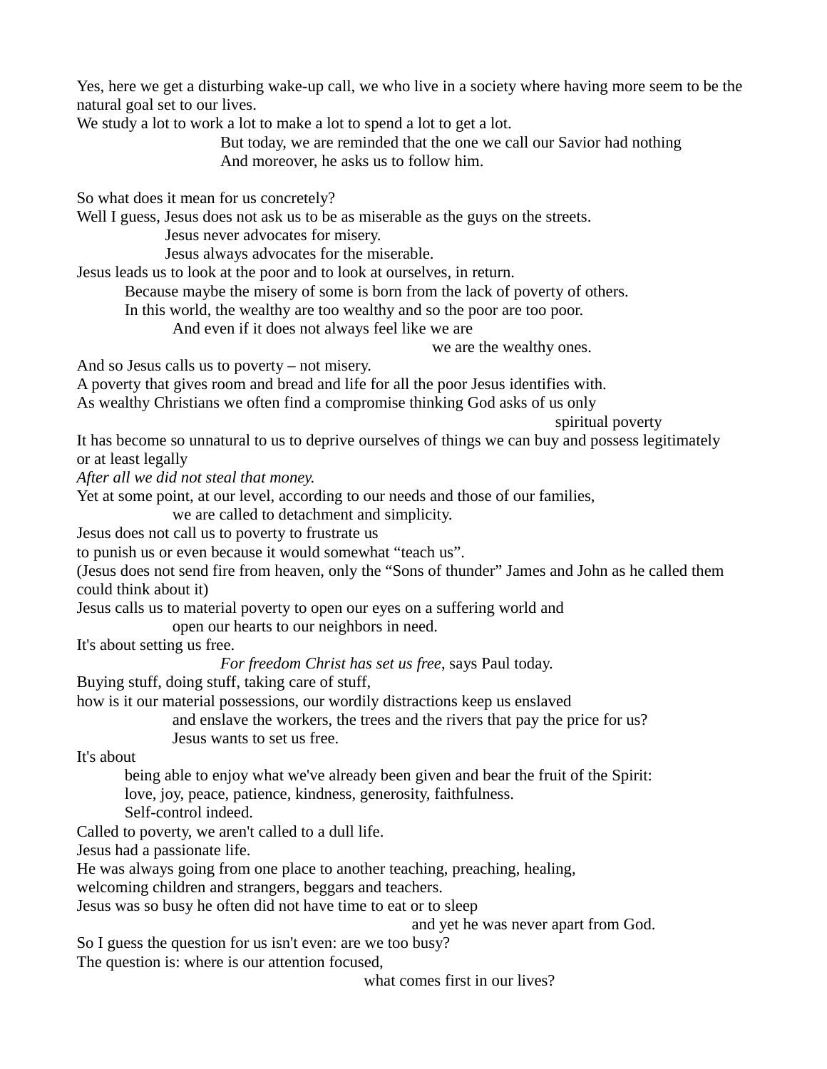Yes, here we get a disturbing wake-up call, we who live in a society where having more seem to be the natural goal set to our lives.
We study a lot to work a lot to make a lot to spend a lot to get a lot.
But today, we are reminded that the one we call our Savior had nothing
And moreover, he asks us to follow him.

So what does it mean for us concretely?
Well I guess, Jesus does not ask us to be as miserable as the guys on the streets.
Jesus never advocates for misery.
Jesus always advocates for the miserable.
Jesus leads us to look at the poor and to look at ourselves, in return.
Because maybe the misery of some is born from the lack of poverty of others.
In this world, the wealthy are too wealthy and so the poor are too poor.
And even if it does not always feel like we are
we are the wealthy ones.
And so Jesus calls us to poverty – not misery.
A poverty that gives room and bread and life for all the poor Jesus identifies with.
As wealthy Christians we often find a compromise thinking God asks of us only
spiritual poverty
It has become so unnatural to us to deprive ourselves of things we can buy and possess legitimately or at least legally
*After all we did not steal that money.*
Yet at some point, at our level, according to our needs and those of our families,
we are called to detachment and simplicity.
Jesus does not call us to poverty to frustrate us
to punish us or even because it would somewhat "teach us".
(Jesus does not send fire from heaven, only the "Sons of thunder" James and John as he called them could think about it)
Jesus calls us to material poverty to open our eyes on a suffering world and
open our hearts to our neighbors in need.
It's about setting us free.
*For freedom Christ has set us free*, says Paul today.
Buying stuff, doing stuff, taking care of stuff,
how is it our material possessions, our wordily distractions keep us enslaved
and enslave the workers, the trees and the rivers that pay the price for us?
Jesus wants to set us free.
It's about
being able to enjoy what we've already been given and bear the fruit of the Spirit:
love, joy, peace, patience, kindness, generosity, faithfulness.
Self-control indeed.
Called to poverty, we aren't called to a dull life.
Jesus had a passionate life.
He was always going from one place to another teaching, preaching, healing,
welcoming children and strangers, beggars and teachers.
Jesus was so busy he often did not have time to eat or to sleep
and yet he was never apart from God.
So I guess the question for us isn't even: are we too busy?
The question is: where is our attention focused,
what comes first in our lives?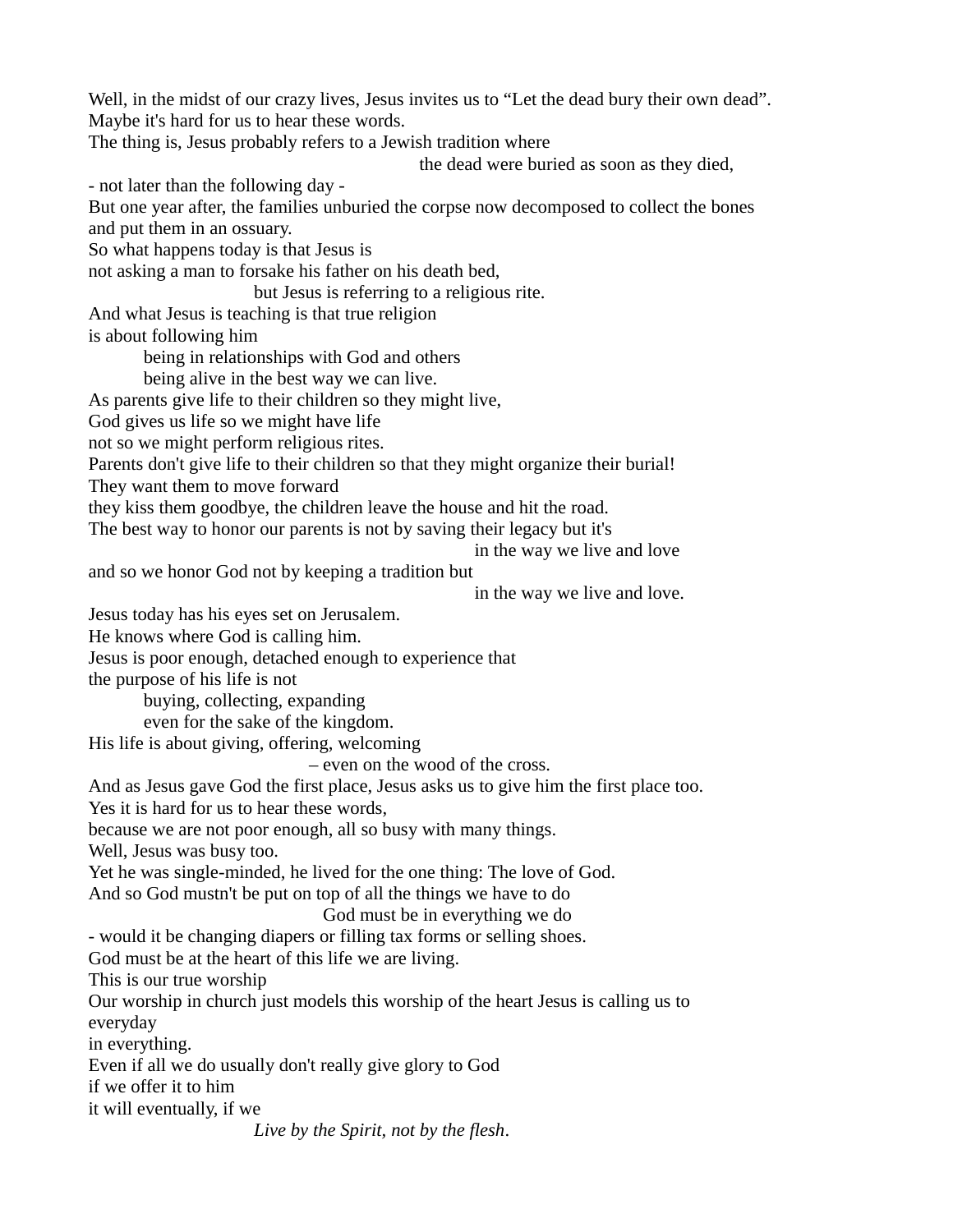Well, in the midst of our crazy lives, Jesus invites us to “Let the dead bury their own dead”.
Maybe it's hard for us to hear these words.
The thing is, Jesus probably refers to a Jewish tradition where
the dead were buried as soon as they died,
- not later than the following day -
But one year after, the families unburied the corpse now decomposed to collect the bones and put them in an ossuary.
So what happens today is that Jesus is
not asking a man to forsake his father on his death bed,
but Jesus is referring to a religious rite.
And what Jesus is teaching is that true religion
is about following him
being in relationships with God and others
being alive in the best way we can live.
As parents give life to their children so they might live,
God gives us life so we might have life
not so we might perform religious rites.
Parents don't give life to their children so that they might organize their burial!
They want them to move forward
they kiss them goodbye, the children leave the house and hit the road.
The best way to honor our parents is not by saving their legacy but it's
in the way we live and love
and so we honor God not by keeping a tradition but
in the way we live and love.
Jesus today has his eyes set on Jerusalem.
He knows where God is calling him.
Jesus is poor enough, detached enough to experience that
the purpose of his life is not
buying, collecting, expanding
even for the sake of the kingdom.
His life is about giving, offering, welcoming
– even on the wood of the cross.
And as Jesus gave God the first place, Jesus asks us to give him the first place too.
Yes it is hard for us to hear these words,
because we are not poor enough, all so busy with many things.
Well, Jesus was busy too.
Yet he was single-minded, he lived for the one thing: The love of God.
And so God mustn't be put on top of all the things we have to do
God must be in everything we do
- would it be changing diapers or filling tax forms or selling shoes.
God must be at the heart of this life we are living.
This is our true worship
Our worship in church just models this worship of the heart Jesus is calling us to everyday
in everything.
Even if all we do usually don't really give glory to God
if we offer it to him
it will eventually, if we
*Live by the Spirit, not by the flesh*.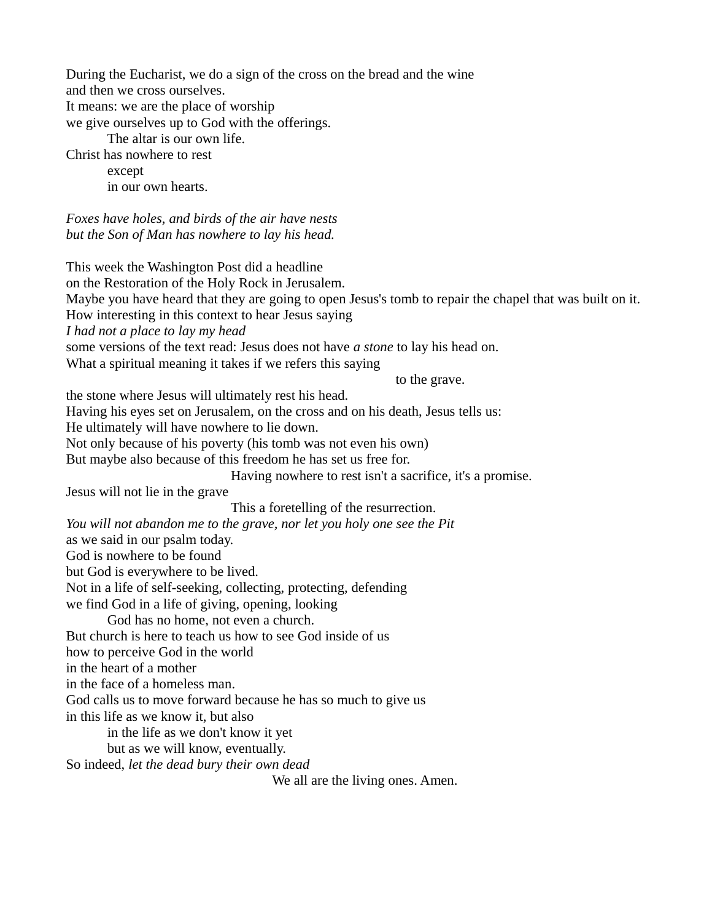During the Eucharist, we do a sign of the cross on the bread and the wine
and then we cross ourselves.
It means: we are the place of worship
we give ourselves up to God with the offerings.
    The altar is our own life.
Christ has nowhere to rest
    except
    in our own hearts.

*Foxes have holes, and birds of the air have nests*
*but the Son of Man has nowhere to lay his head.*

This week the Washington Post did a headline
on the Restoration of the Holy Rock in Jerusalem.
Maybe you have heard that they are going to open Jesus's tomb to repair the chapel that was built on it.
How interesting in this context to hear Jesus saying
*I had not a place to lay my head*
some versions of the text read: Jesus does not have *a stone* to lay his head on.
What a spiritual meaning it takes if we refers this saying
    to the grave.
the stone where Jesus will ultimately rest his head.
Having his eyes set on Jerusalem, on the cross and on his death, Jesus tells us:
He ultimately will have nowhere to lie down.
Not only because of his poverty (his tomb was not even his own)
But maybe also because of this freedom he has set us free for.
    Having nowhere to rest isn't a sacrifice, it's a promise.
Jesus will not lie in the grave
    This a foretelling of the resurrection.
*You will not abandon me to the grave, nor let you holy one see the Pit*
as we said in our psalm today.
God is nowhere to be found
but God is everywhere to be lived.
Not in a life of self-seeking, collecting, protecting, defending
we find God in a life of giving, opening, looking
    God has no home, not even a church.
But church is here to teach us how to see God inside of us
how to perceive God in the world
in the heart of a mother
in the face of a homeless man.
God calls us to move forward because he has so much to give us
in this life as we know it, but also
    in the life as we don't know it yet
    but as we will know, eventually.
So indeed, *let the dead bury their own dead*
    We all are the living ones. Amen.